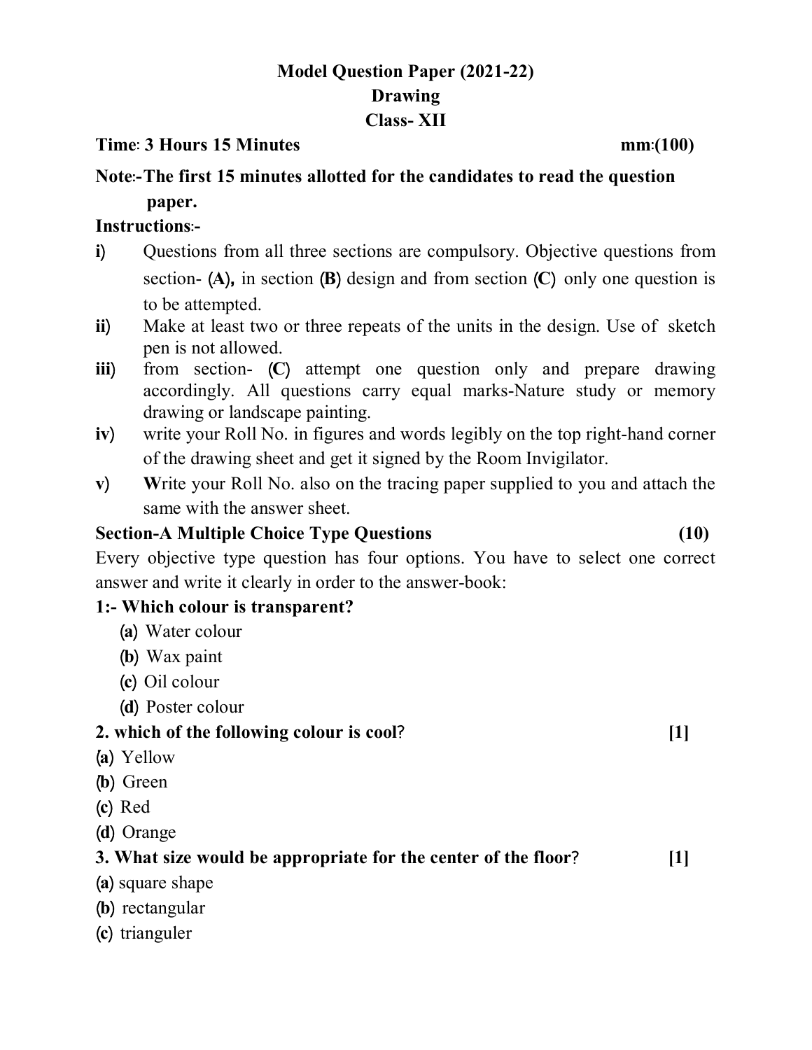# Model Question Paper (2021-22)

## Drawing

## Class- XII

**Time: 3 Hours 15 Minutes** **mm:(100)**

**Note:-The first 15 minutes allotted for the candidates to read the question paper.**

**Instructions:-**

**i)** Questions from all three sections are compulsory. Objective questions from section- **(A),** in section **(B)** design and from section **(C)** only one question is to be attempted.

**ii)** Make at least two or three repeats of the units in the design. Use of sketch pen is not allowed.

**iii)** from section- **(C)** attempt one question only and prepare drawing accordingly. All questions carry equal marks-Nature study or memory drawing or landscape painting.

**iv)** write your Roll No. in figures and words legibly on the top right-hand corner of the drawing sheet and get it signed by the Room Invigilator.

**v)** **W**rite your Roll No. also on the tracing paper supplied to you and attach the same with the answer sheet.

### Section-A Multiple Choice Type Questions (10)

Every objective type question has four options. You have to select one correct answer and write it clearly in order to the answer-book:

**1:- Which colour is transparent?**

(a) Water colour
(b) Wax paint
(c) Oil colour
(d) Poster colour

**2. which of the following colour is cool? [1]**

(a) Yellow
(b) Green
(c) Red
(d) Orange

**3. What size would be appropriate for the center of the floor? [1]**

(a) square shape
(b) rectangular
(c) trianguler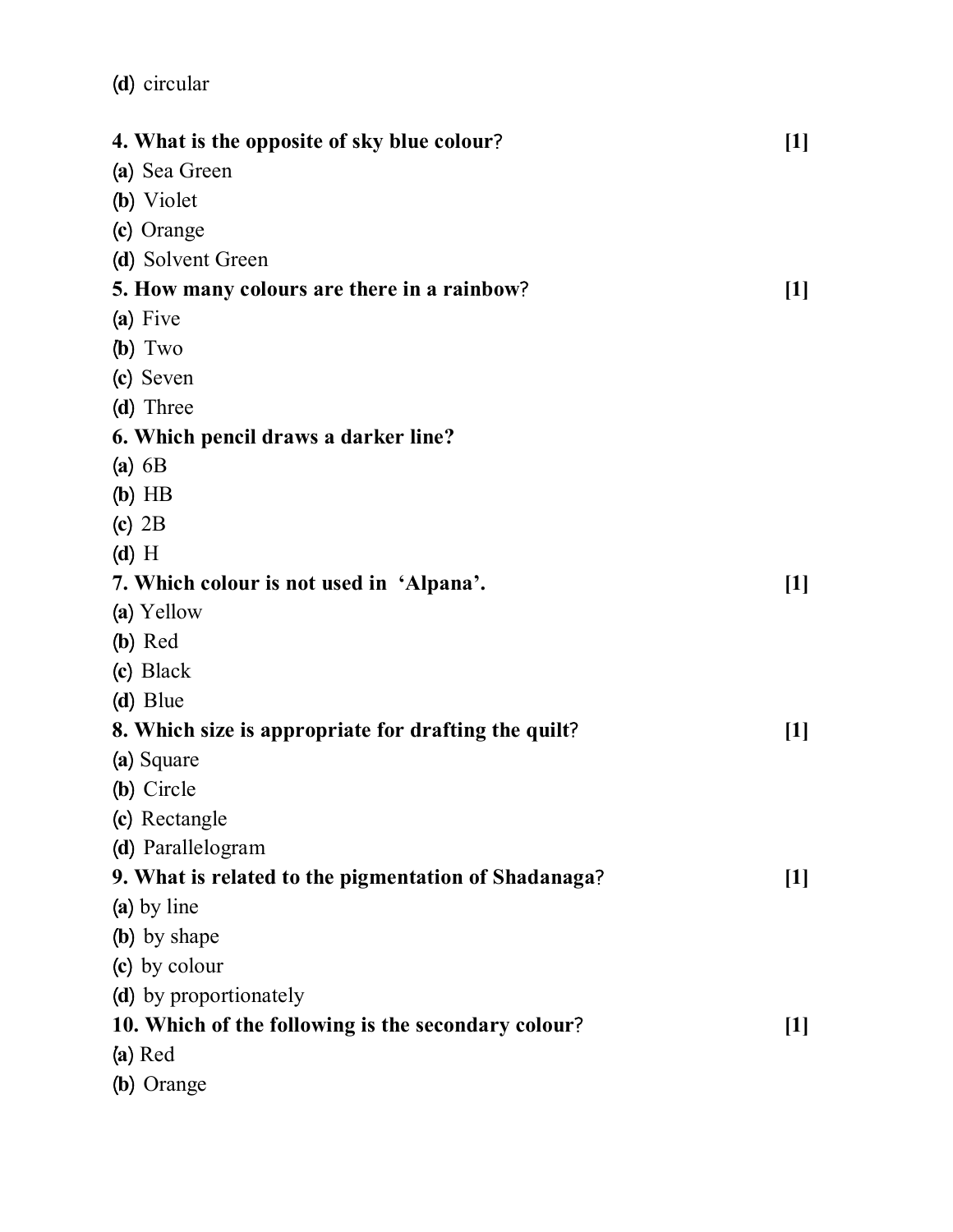**(d)** circular

**4. What is the opposite of sky blue colour?** **[1]**

**(a)** Sea Green
**(b)** Violet
**(c)** Orange
**(d)** Solvent Green

**5. How many colours are there in a rainbow?** **[1]**

**(a)** Five
**(b)** Two
**(c)** Seven
**(d)** Three

**6. Which pencil draws a darker line?**

**(a)** 6B
**(b)** HB
**(c)** 2B
**(d)** H

**7. Which colour is not used in 'Alpana'.** **[1]**

**(a)** Yellow
**(b)** Red
**(c)** Black
**(d)** Blue

**8. Which size is appropriate for drafting the quilt?** **[1]**

**(a)** Square
**(b)** Circle
**(c)** Rectangle
**(d)** Parallelogram

**9. What is related to the pigmentation of Shadanaga?** **[1]**

**(a)** by line
**(b)** by shape
**(c)** by colour
**(d)** by proportionately

**10. Which of the following is the secondary colour?** **[1]**

**(a)** Red
**(b)** Orange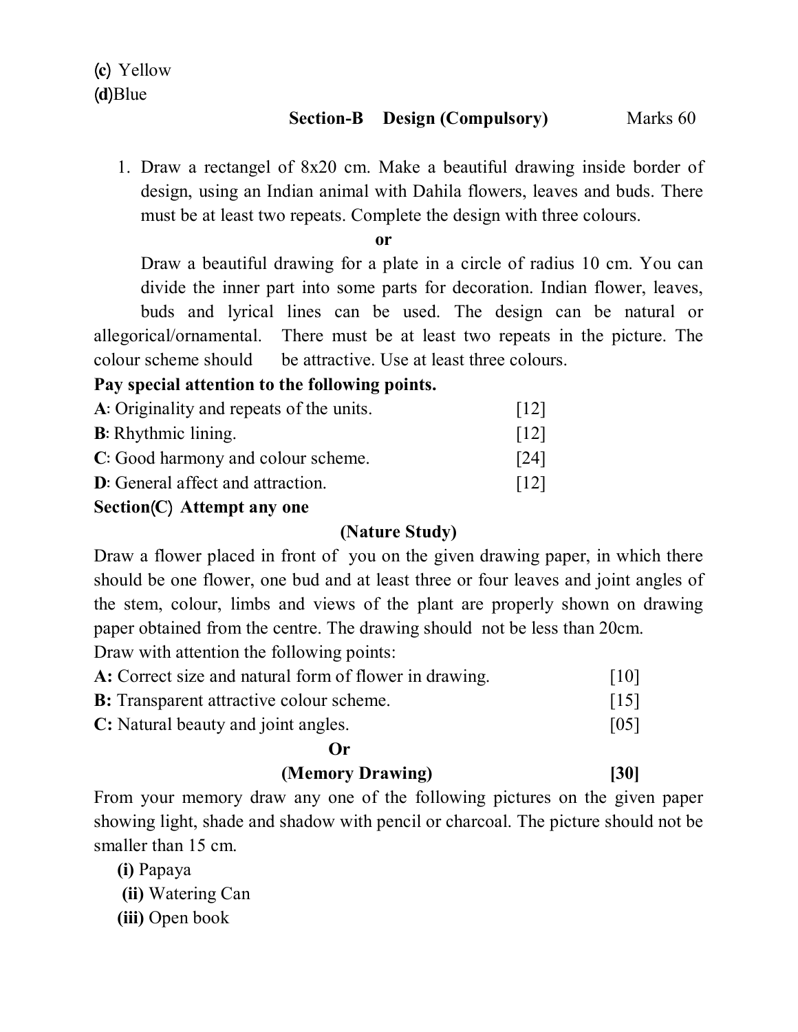(c) Yellow
(d)Blue

**Section-B Design (Compulsory)** Marks 60

1. Draw a rectangel of 8x20 cm. Make a beautiful drawing inside border of design, using an Indian animal with Dahila flowers, leaves and buds. There must be at least two repeats. Complete the design with three colours.

**or**

Draw a beautiful drawing for a plate in a circle of radius 10 cm. You can divide the inner part into some parts for decoration. Indian flower, leaves, buds and lyrical lines can be used. The design can be natural or allegorical/ornamental. There must be at least two repeats in the picture. The colour scheme should be attractive. Use at least three colours.

**Pay special attention to the following points.**

**A**: Originality and repeats of the units. [12]
**B**: Rhythmic lining. [12]
**C**: Good harmony and colour scheme. [24]
**D**: General affect and attraction. [12]

**Section(C) Attempt any one**

**(Nature Study)**

Draw a flower placed in front of you on the given drawing paper, in which there should be one flower, one bud and at least three or four leaves and joint angles of the stem, colour, limbs and views of the plant are properly shown on drawing paper obtained from the centre. The drawing should not be less than 20cm.

Draw with attention the following points:

**A:** Correct size and natural form of flower in drawing. [10]
**B:** Transparent attractive colour scheme. [15]
**C:** Natural beauty and joint angles. [05]

**Or**

**(Memory Drawing) [30]**

From your memory draw any one of the following pictures on the given paper showing light, shade and shadow with pencil or charcoal. The picture should not be smaller than 15 cm.

**(i)** Papaya
**(ii)** Watering Can
**(iii)** Open book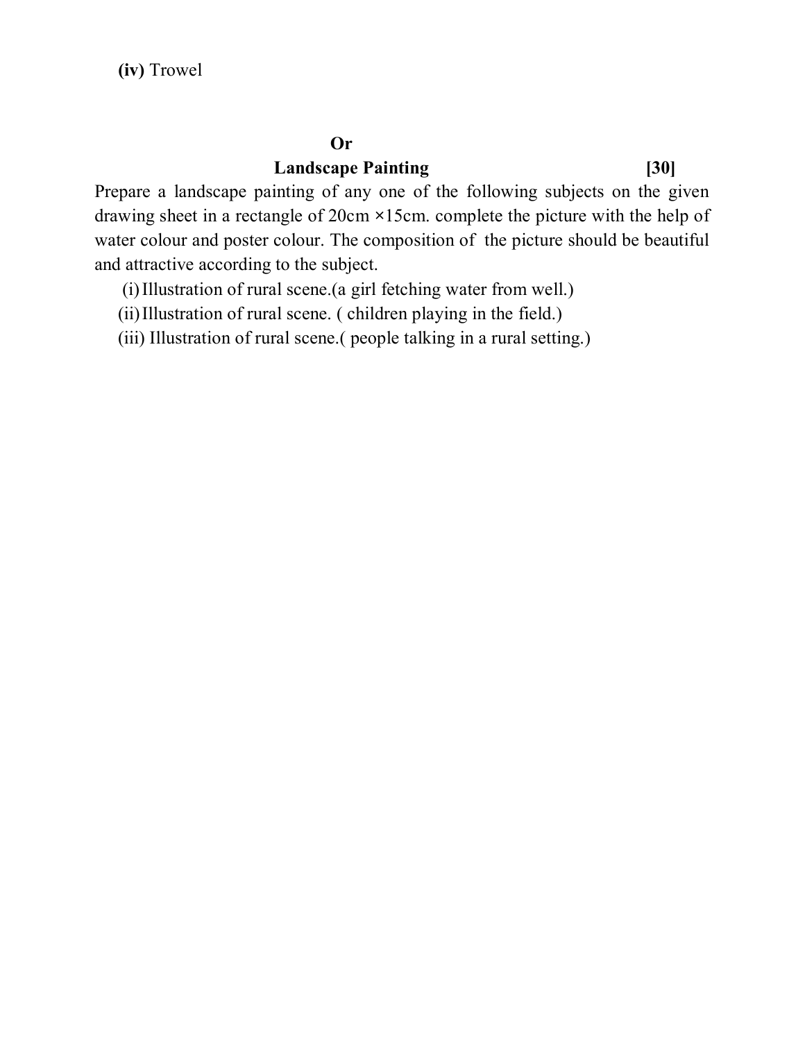**(iv)** Trowel

**Or**

**Landscape Painting** **[30]**

Prepare a landscape painting of any one of the following subjects on the given drawing sheet in a rectangle of 20cm ×15cm. complete the picture with the help of water colour and poster colour. The composition of the picture should be beautiful and attractive according to the subject.

(i) Illustration of rural scene.(a girl fetching water from well.)
(ii) Illustration of rural scene. ( children playing in the field.)
(iii) Illustration of rural scene.( people talking in a rural setting.)